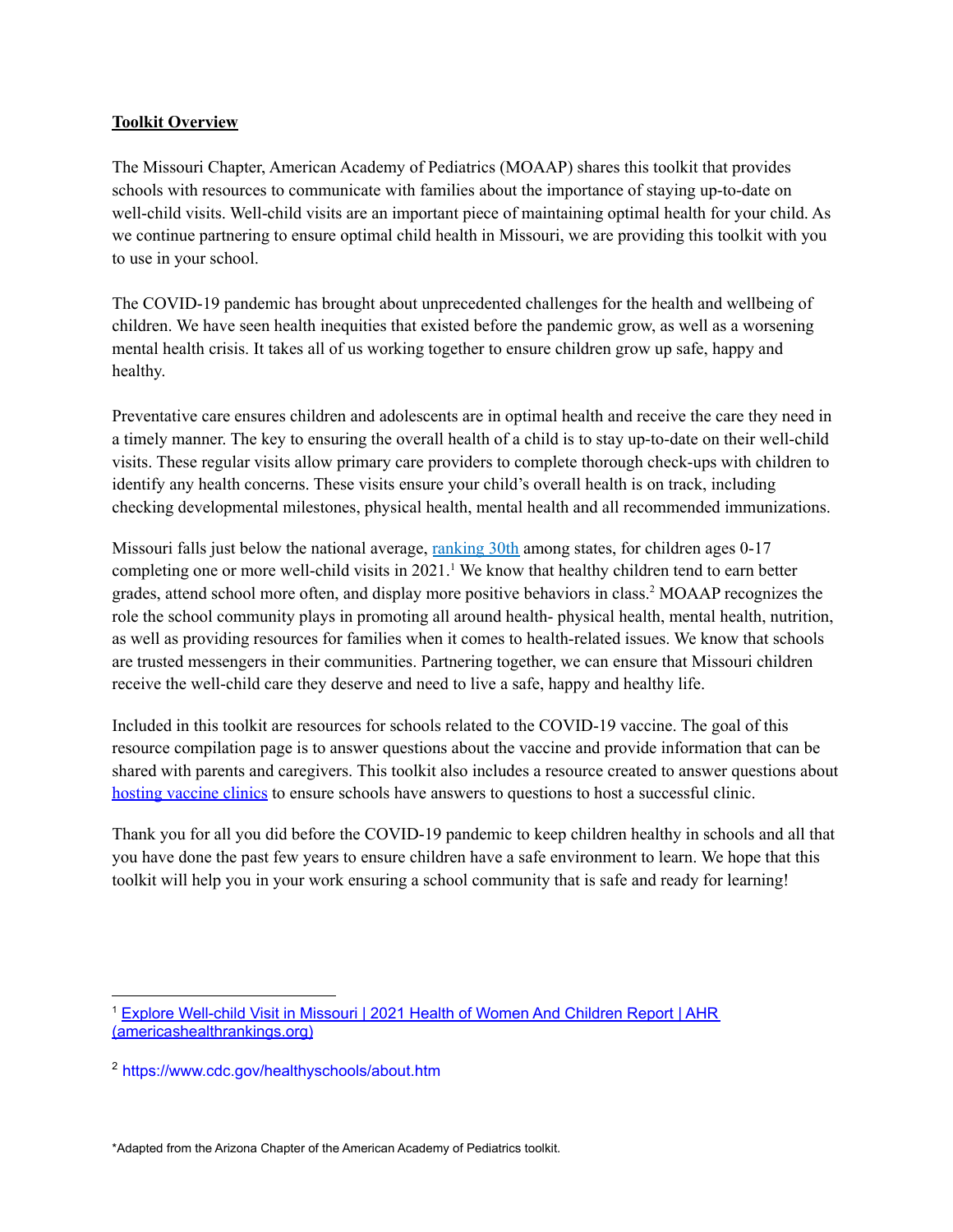**Toolkit Overview**

The Missouri Chapter, American Academy of Pediatrics (MOAAP) shares this toolkit that provides schools with resources to communicate with families about the importance of staying up-to-date on well-child visits. Well-child visits are an important piece of maintaining optimal health for your child. As we continue partnering to ensure optimal child health in Missouri, we are providing this toolkit with you to use in your school.

The COVID-19 pandemic has brought about unprecedented challenges for the health and wellbeing of children. We have seen health inequities that existed before the pandemic grow, as well as a worsening mental health crisis. It takes all of us working together to ensure children grow up safe, happy and healthy.

Preventative care ensures children and adolescents are in optimal health and receive the care they need in a timely manner. The key to ensuring the overall health of a child is to stay up-to-date on their well-child visits. These regular visits allow primary care providers to complete thorough check-ups with children to identify any health concerns. These visits ensure your child's overall health is on track, including checking developmental milestones, physical health, mental health and all recommended immunizations.

Missouri falls just below the national average, ranking 30th among states, for children ages 0-17 completing one or more well-child visits in 2021.[1] We know that healthy children tend to earn better grades, attend school more often, and display more positive behaviors in class.[2] MOAAP recognizes the role the school community plays in promoting all around health- physical health, mental health, nutrition, as well as providing resources for families when it comes to health-related issues. We know that schools are trusted messengers in their communities. Partnering together, we can ensure that Missouri children receive the well-child care they deserve and need to live a safe, happy and healthy life.

Included in this toolkit are resources for schools related to the COVID-19 vaccine. The goal of this resource compilation page is to answer questions about the vaccine and provide information that can be shared with parents and caregivers. This toolkit also includes a resource created to answer questions about hosting vaccine clinics to ensure schools have answers to questions to host a successful clinic.

Thank you for all you did before the COVID-19 pandemic to keep children healthy in schools and all that you have done the past few years to ensure children have a safe environment to learn. We hope that this toolkit will help you in your work ensuring a school community that is safe and ready for learning!

---

[1] Explore Well-child Visit in Missouri | 2021 Health of Women And Children Report | AHR (americashealthrankings.org)

[2] https://www.cdc.gov/healthyschools/about.htm

*Adapted from the Arizona Chapter of the American Academy of Pediatrics toolkit.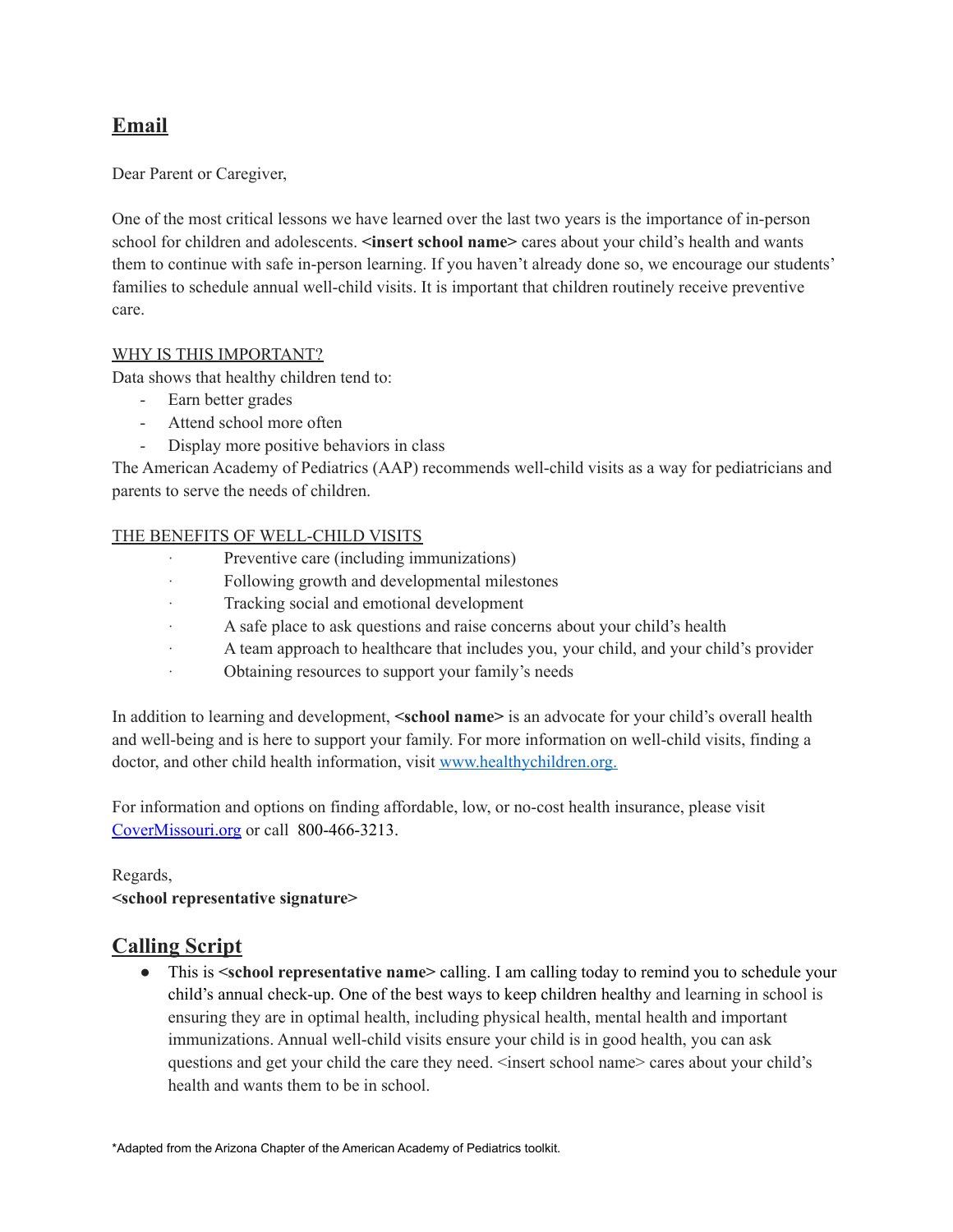## Email

Dear Parent or Caregiver,

One of the most critical lessons we have learned over the last two years is the importance of in-person school for children and adolescents. **<insert school name>** cares about your child's health and wants them to continue with safe in-person learning. If you haven't already done so, we encourage our students' families to schedule annual well-child visits. It is important that children routinely receive preventive care.

WHY IS THIS IMPORTANT?

Data shows that healthy children tend to:

- Earn better grades
- Attend school more often
- Display more positive behaviors in class

The American Academy of Pediatrics (AAP) recommends well-child visits as a way for pediatricians and parents to serve the needs of children.

THE BENEFITS OF WELL-CHILD VISITS

- Preventive care (including immunizations)
- Following growth and developmental milestones
- Tracking social and emotional development
- A safe place to ask questions and raise concerns about your child's health
- A team approach to healthcare that includes you, your child, and your child's provider
- Obtaining resources to support your family's needs

In addition to learning and development, **<school name>** is an advocate for your child's overall health and well-being and is here to support your family. For more information on well-child visits, finding a doctor, and other child health information, visit [www.healthychildren.org.](http://www.healthychildren.org)

For information and options on finding affordable, low, or no-cost health insurance, please visit [CoverMissouri.org](http://CoverMissouri.org) or call 800-466-3213.

Regards,
**<school representative signature>**

## Calling Script

- This is **<school representative name>** calling. I am calling today to remind you to schedule your child's annual check-up. One of the best ways to keep children healthy and learning in school is ensuring they are in optimal health, including physical health, mental health and important immunizations. Annual well-child visits ensure your child is in good health, you can ask questions and get your child the care they need. <insert school name> cares about your child's health and wants them to be in school.

*Adapted from the Arizona Chapter of the American Academy of Pediatrics toolkit.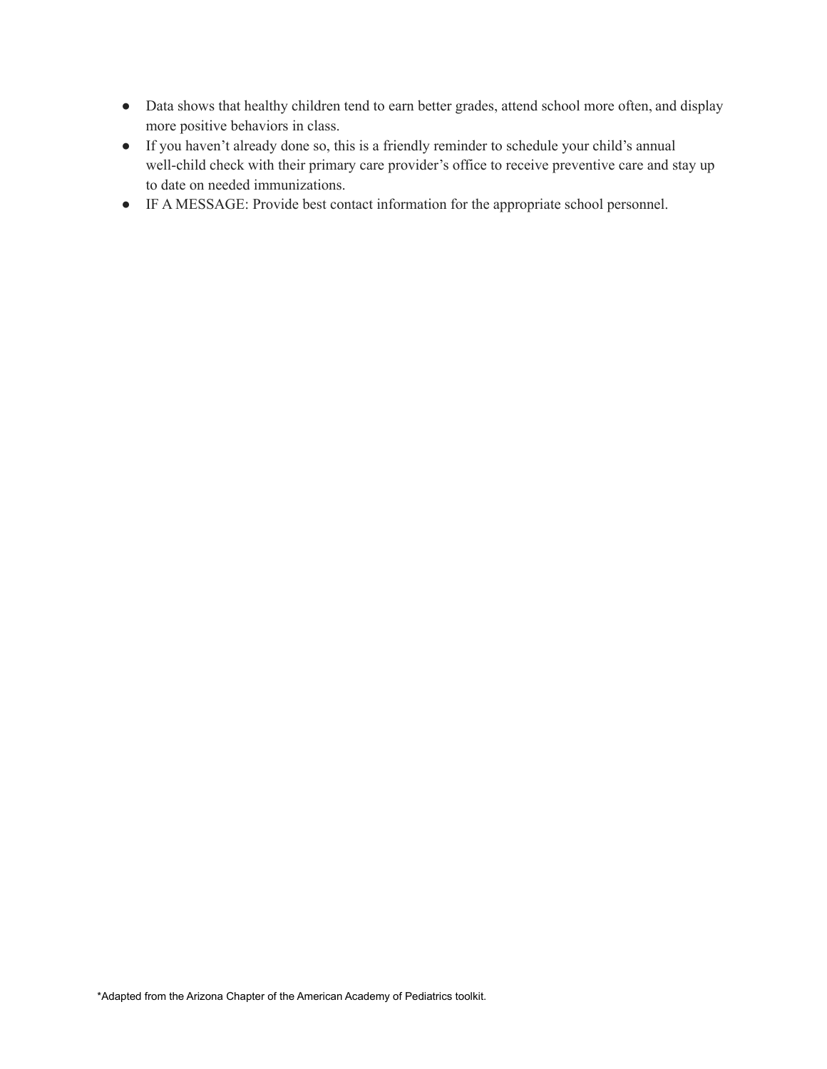- Data shows that healthy children tend to earn better grades, attend school more often, and display more positive behaviors in class.
- If you haven't already done so, this is a friendly reminder to schedule your child's annual well-child check with their primary care provider's office to receive preventive care and stay up to date on needed immunizations.
- IF A MESSAGE: Provide best contact information for the appropriate school personnel.

*Adapted from the Arizona Chapter of the American Academy of Pediatrics toolkit.